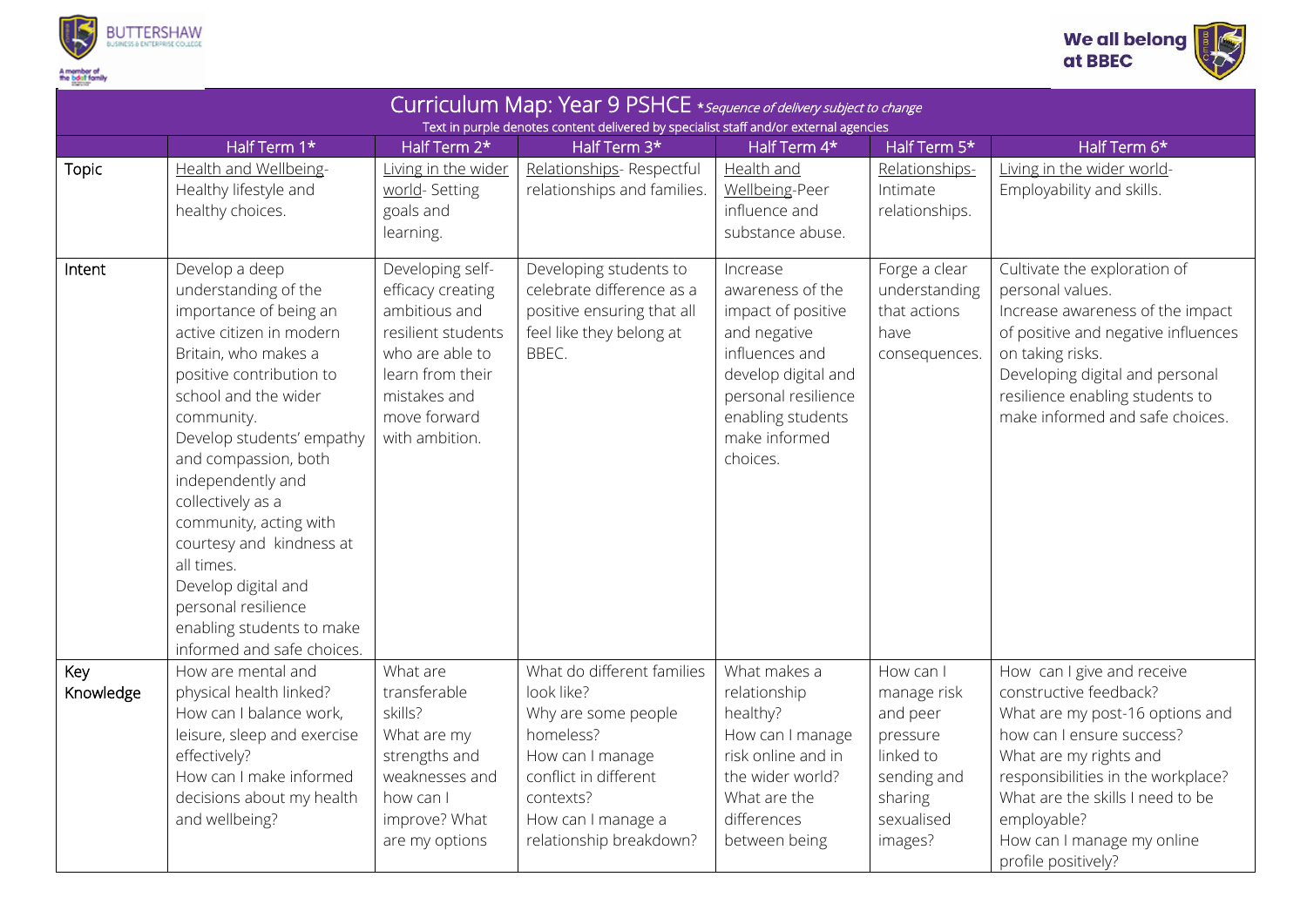# Curriculum Map: Year 9 PSHCE *Sequence of delivery subject to change

Text in purple denotes content delivered by specialist staff and/or external agencies

| | Half Term 1* | Half Term 2* | Half Term 3* | Half Term 4* | Half Term 5* | Half Term 6* |
|---|---|---|---|---|---|---|
| Topic | Health and Wellbeing- Healthy lifestyle and healthy choices. | Living in the wider world- Setting goals and learning. | Relationships- Respectful relationships and families. | Health and Wellbeing-Peer influence and substance abuse. | Relationships- Intimate relationships. | Living in the wider world- Employability and skills. |
| Intent | Develop a deep understanding of the importance of being an active citizen in modern Britain, who makes a positive contribution to school and the wider community.<br>Develop students' empathy and compassion, both independently and collectively as a community, acting with courtesy and kindness at all times.<br>Develop digital and personal resilience enabling students to make informed and safe choices. | Developing self-efficacy creating ambitious and resilient students who are able to learn from their mistakes and move forward with ambition. | Developing students to celebrate difference as a positive ensuring that all feel like they belong at BBEC. | Increase awareness of the impact of positive and negative influences and develop digital and personal resilience enabling students make informed choices. | Forge a clear understanding that actions have consequences. | Cultivate the exploration of personal values.<br>Increase awareness of the impact of positive and negative influences on taking risks.<br>Developing digital and personal resilience enabling students to make informed and safe choices. |
| Key Knowledge | How are mental and physical health linked?<br>How can I balance work, leisure, sleep and exercise effectively?<br>How can I make informed decisions about my health and wellbeing? | What are transferable skills?<br>What are my strengths and weaknesses and how can I improve? What are my options | What do different families look like?<br>Why are some people homeless?<br>How can I manage conflict in different contexts?<br>How can I manage a relationship breakdown? | What makes a relationship healthy?<br>How can I manage risk online and in the wider world?<br>What are the differences between being | How can I manage risk and peer pressure linked to sending and sharing sexualised images? | How can I give and receive constructive feedback?<br>What are my post-16 options and how can I ensure success?<br>What are my rights and responsibilities in the workplace?<br>What are the skills I need to be employable?<br>How can I manage my online profile positively? |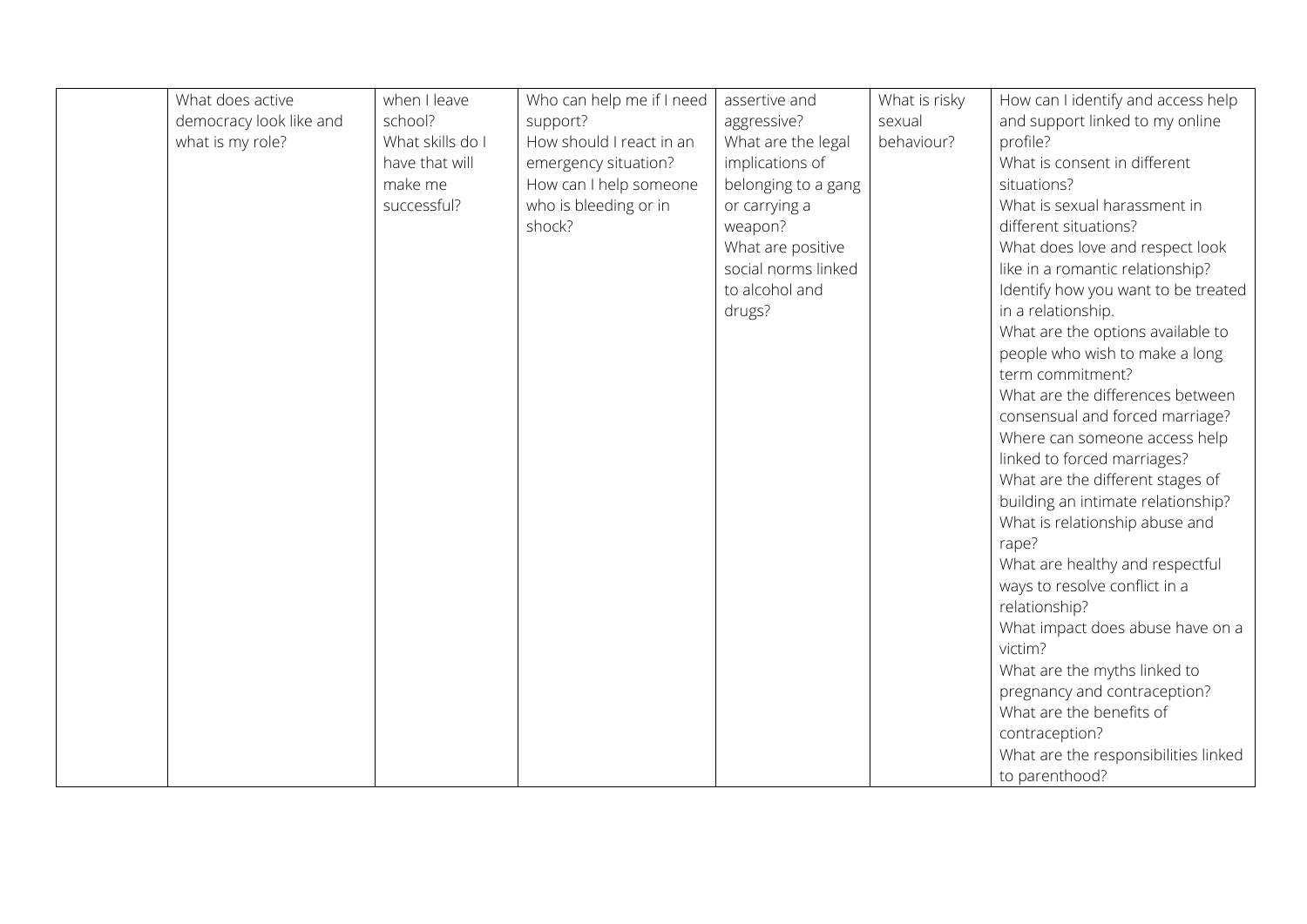|  |  |  |  |  |  |  |
|---|---|---|---|---|---|---|
|  | What does active democracy look like and what is my role? | when I leave school?<br>What skills do I have that will make me successful? | Who can help me if I need support?<br>How should I react in an emergency situation?<br>How can I help someone who is bleeding or in shock? | assertive and aggressive?<br>What are the legal implications of belonging to a gang or carrying a weapon?<br>What are positive social norms linked to alcohol and drugs? | What is risky sexual behaviour? | How can I identify and access help and support linked to my online profile?<br>What is consent in different situations?<br>What is sexual harassment in different situations?<br>What does love and respect look like in a romantic relationship?<br>Identify how you want to be treated in a relationship.<br>What are the options available to people who wish to make a long term commitment?<br>What are the differences between consensual and forced marriage?<br>Where can someone access help linked to forced marriages?<br>What are the different stages of building an intimate relationship?<br>What is relationship abuse and rape?<br>What are healthy and respectful ways to resolve conflict in a relationship?<br>What impact does abuse have on a victim?<br>What are the myths linked to pregnancy and contraception?<br>What are the benefits of contraception?<br>What are the responsibilities linked to parenthood? |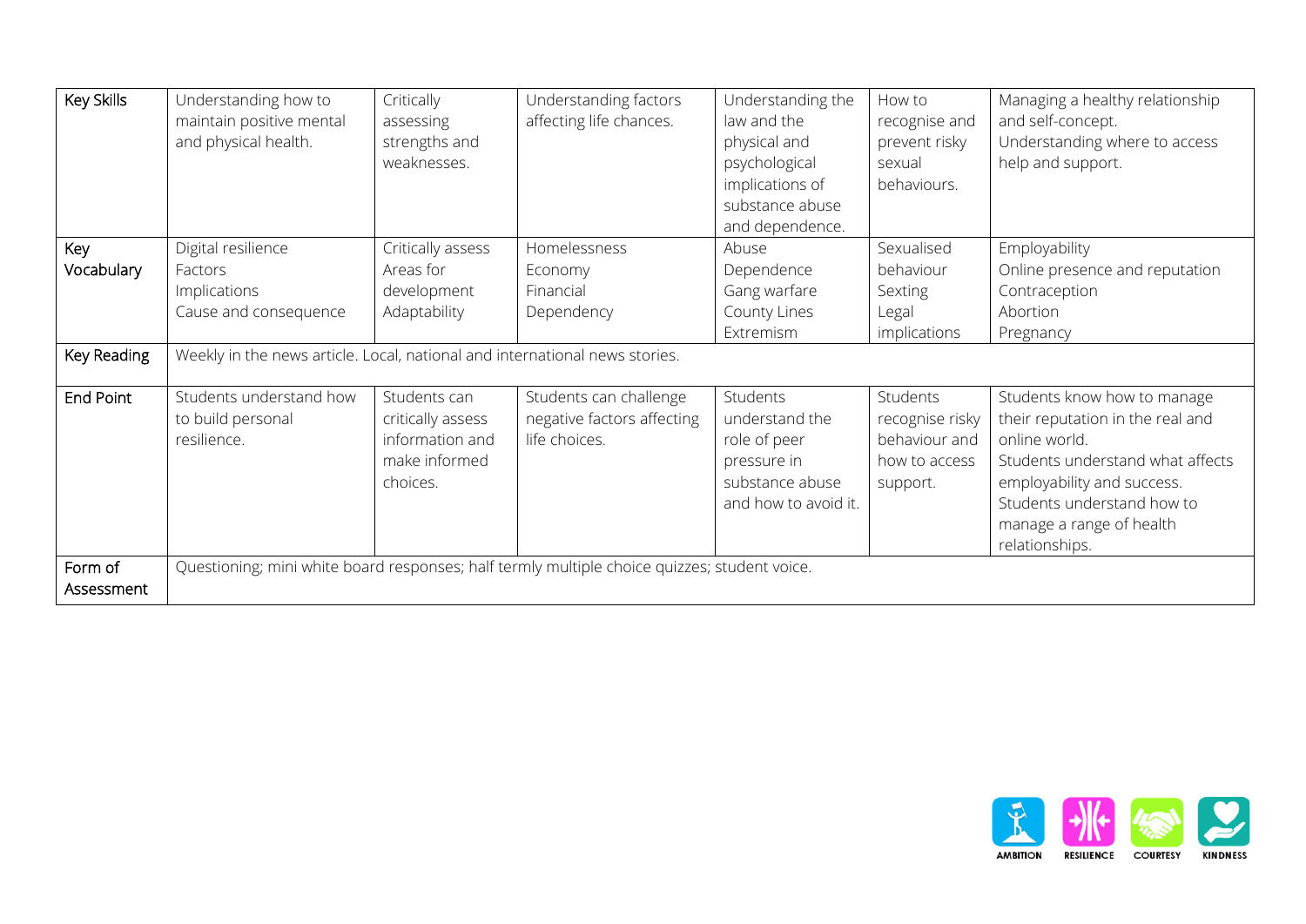| | | | | | | |
|---|---|---|---|---|---|---|
| Key Skills | Understanding how to maintain positive mental and physical health. | Critically assessing strengths and weaknesses. | Understanding factors affecting life chances. | Understanding the law and the physical and psychological implications of substance abuse and dependence. | How to recognise and prevent risky sexual behaviours. | Managing a healthy relationship and self-concept. Understanding where to access help and support. |
| Key Vocabulary | Digital resilience<br>Factors<br>Implications<br>Cause and consequence | Critically assess<br>Areas for development<br>Adaptability | Homelessness<br>Economy<br>Financial<br>Dependency | Abuse<br>Dependence<br>Gang warfare<br>County Lines<br>Extremism | Sexualised behaviour<br>Sexting<br>Legal implications | Employability<br>Online presence and reputation<br>Contraception<br>Abortion<br>Pregnancy |
| Key Reading | Weekly in the news article. Local, national and international news stories. | | | | | |
| End Point | Students understand how to build personal resilience. | Students can critically assess information and make informed choices. | Students can challenge negative factors affecting life choices. | Students understand the role of peer pressure in substance abuse and how to avoid it. | Students recognise risky behaviour and how to access support. | Students know how to manage their reputation in the real and online world.<br>Students understand what affects employability and success.<br>Students understand how to manage a range of health relationships. |
| Form of Assessment | Questioning; mini white board responses; half termly multiple choice quizzes; student voice. | | | | | |

AMBITION RESILIENCE COURTESY KINDNESS